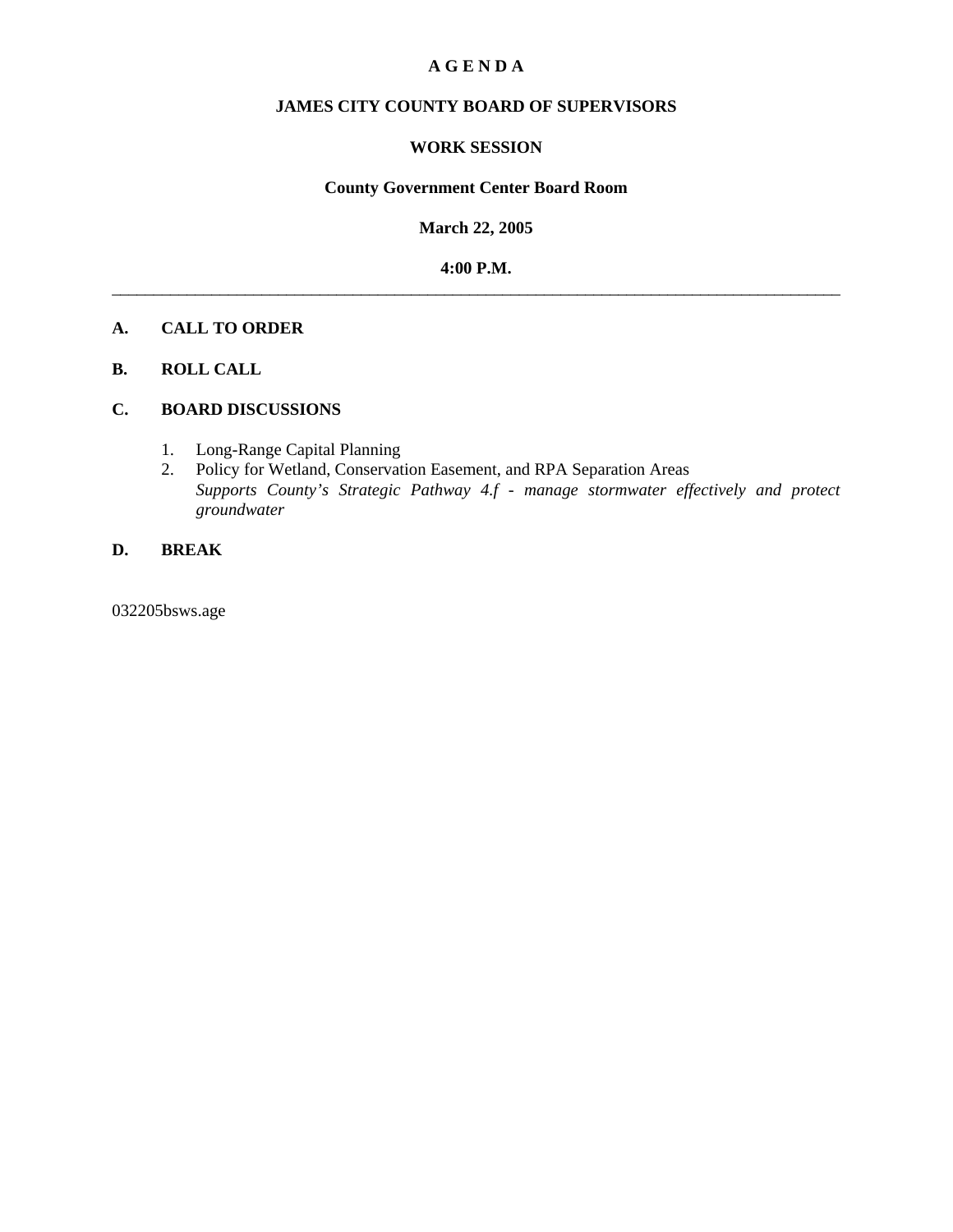# A G E N D A

## JAMES CITY COUNTY BOARD OF SUPERVISORS

## WORK SESSION

**County Government Center Board Room**

**March 22, 2005**

**4:00 P.M.**

---

**A. CALL TO ORDER**

**B. ROLL CALL**

**C. BOARD DISCUSSIONS**

1. Long-Range Capital Planning
2. Policy for Wetland, Conservation Easement, and RPA Separation Areas
   *Supports County's Strategic Pathway 4.f - manage stormwater effectively and protect groundwater*

**D. BREAK**

032205bsws.age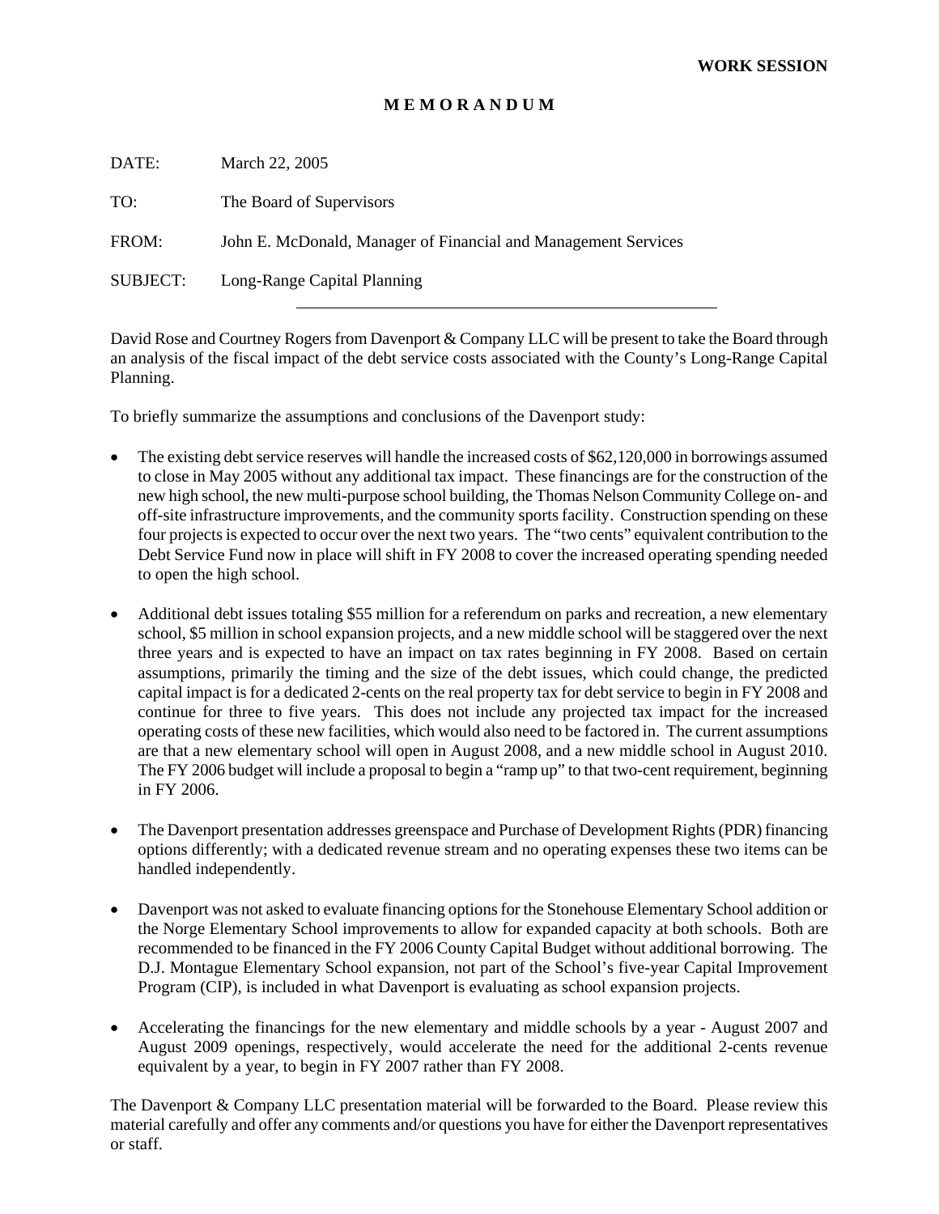**WORK SESSION**

**M E M O R A N D U M**

DATE: March 22, 2005

TO: The Board of Supervisors

FROM: John E. McDonald, Manager of Financial and Management Services

SUBJECT: Long-Range Capital Planning

---

David Rose and Courtney Rogers from Davenport & Company LLC will be present to take the Board through an analysis of the fiscal impact of the debt service costs associated with the County's Long-Range Capital Planning.

To briefly summarize the assumptions and conclusions of the Davenport study:

- The existing debt service reserves will handle the increased costs of $62,120,000 in borrowings assumed to close in May 2005 without any additional tax impact. These financings are for the construction of the new high school, the new multi-purpose school building, the Thomas Nelson Community College on- and off-site infrastructure improvements, and the community sports facility. Construction spending on these four projects is expected to occur over the next two years. The "two cents" equivalent contribution to the Debt Service Fund now in place will shift in FY 2008 to cover the increased operating spending needed to open the high school.

- Additional debt issues totaling $55 million for a referendum on parks and recreation, a new elementary school, $5 million in school expansion projects, and a new middle school will be staggered over the next three years and is expected to have an impact on tax rates beginning in FY 2008. Based on certain assumptions, primarily the timing and the size of the debt issues, which could change, the predicted capital impact is for a dedicated 2-cents on the real property tax for debt service to begin in FY 2008 and continue for three to five years. This does not include any projected tax impact for the increased operating costs of these new facilities, which would also need to be factored in. The current assumptions are that a new elementary school will open in August 2008, and a new middle school in August 2010. The FY 2006 budget will include a proposal to begin a "ramp up" to that two-cent requirement, beginning in FY 2006.

- The Davenport presentation addresses greenspace and Purchase of Development Rights (PDR) financing options differently; with a dedicated revenue stream and no operating expenses these two items can be handled independently.

- Davenport was not asked to evaluate financing options for the Stonehouse Elementary School addition or the Norge Elementary School improvements to allow for expanded capacity at both schools. Both are recommended to be financed in the FY 2006 County Capital Budget without additional borrowing. The D.J. Montague Elementary School expansion, not part of the School's five-year Capital Improvement Program (CIP), is included in what Davenport is evaluating as school expansion projects.

- Accelerating the financings for the new elementary and middle schools by a year - August 2007 and August 2009 openings, respectively, would accelerate the need for the additional 2-cents revenue equivalent by a year, to begin in FY 2007 rather than FY 2008.

The Davenport & Company LLC presentation material will be forwarded to the Board. Please review this material carefully and offer any comments and/or questions you have for either the Davenport representatives or staff.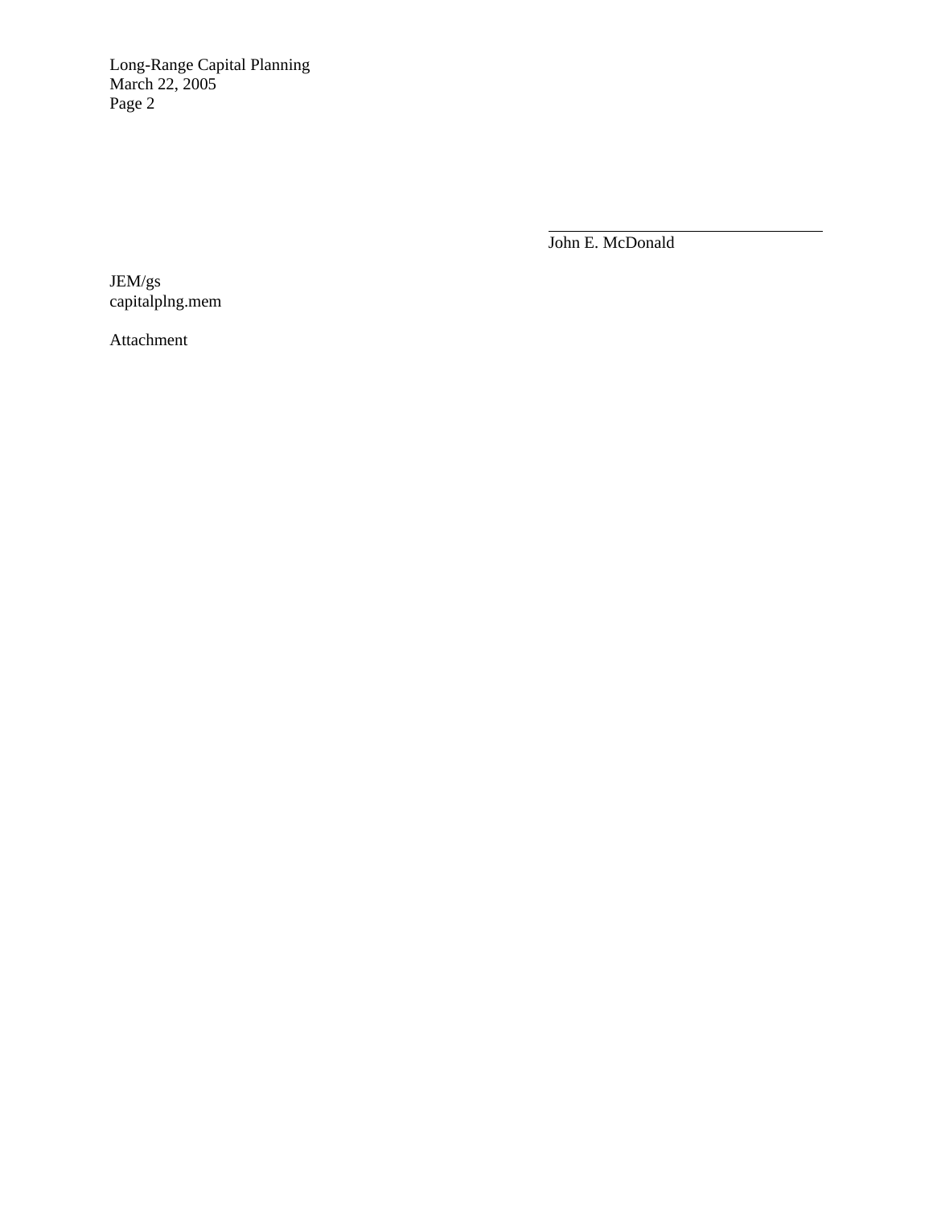John E. McDonald

JEM/gs
capitalplng.mem

Attachment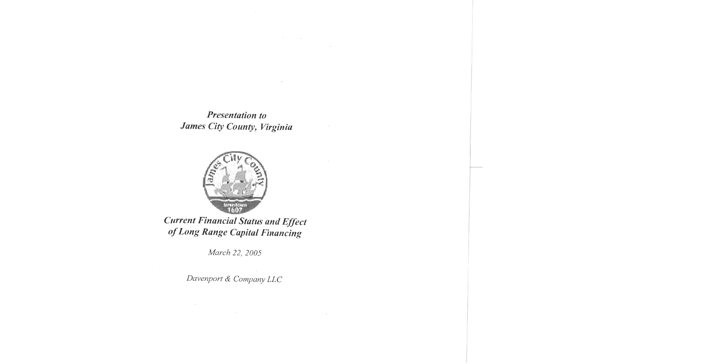*Presentation to*
*James City County, Virginia*

*Current Financial Status and Effect of Long Range Capital Financing*

*March 22, 2005*

*Davenport & Company LLC*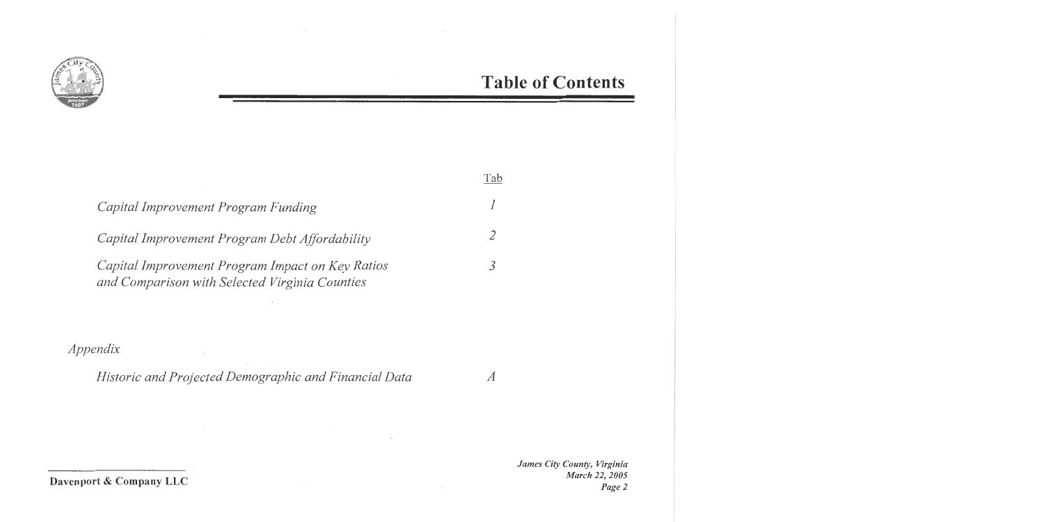# Table of Contents

| | Tab |
|---|---|
| *Capital Improvement Program Funding* | *1* |
| *Capital Improvement Program Debt Affordability* | *2* |
| *Capital Improvement Program Impact on Key Ratios and Comparison with Selected Virginia Counties* | *3* |

*Appendix*

| | |
|---|---|
| *Historic and Projected Demographic and Financial Data* | *A* |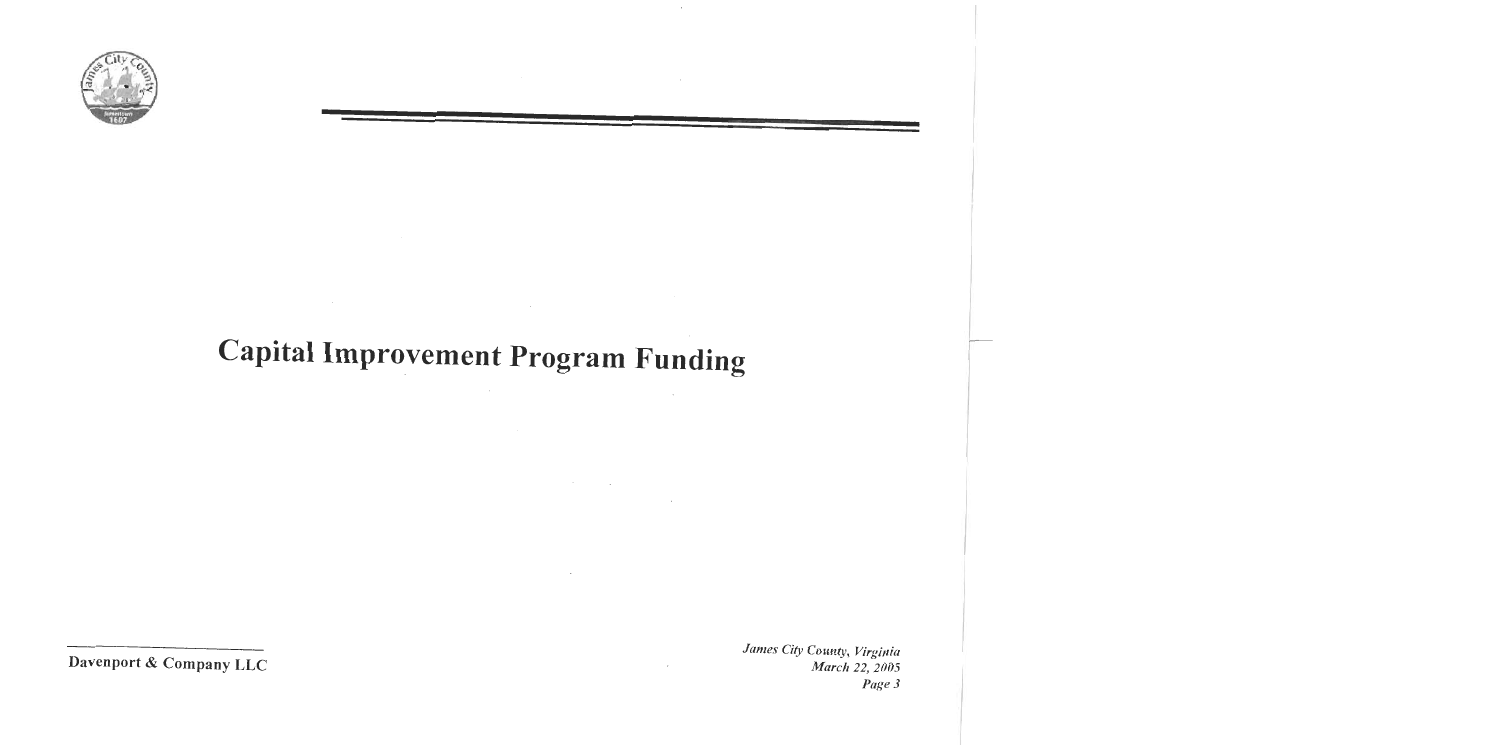# Capital Improvement Program Funding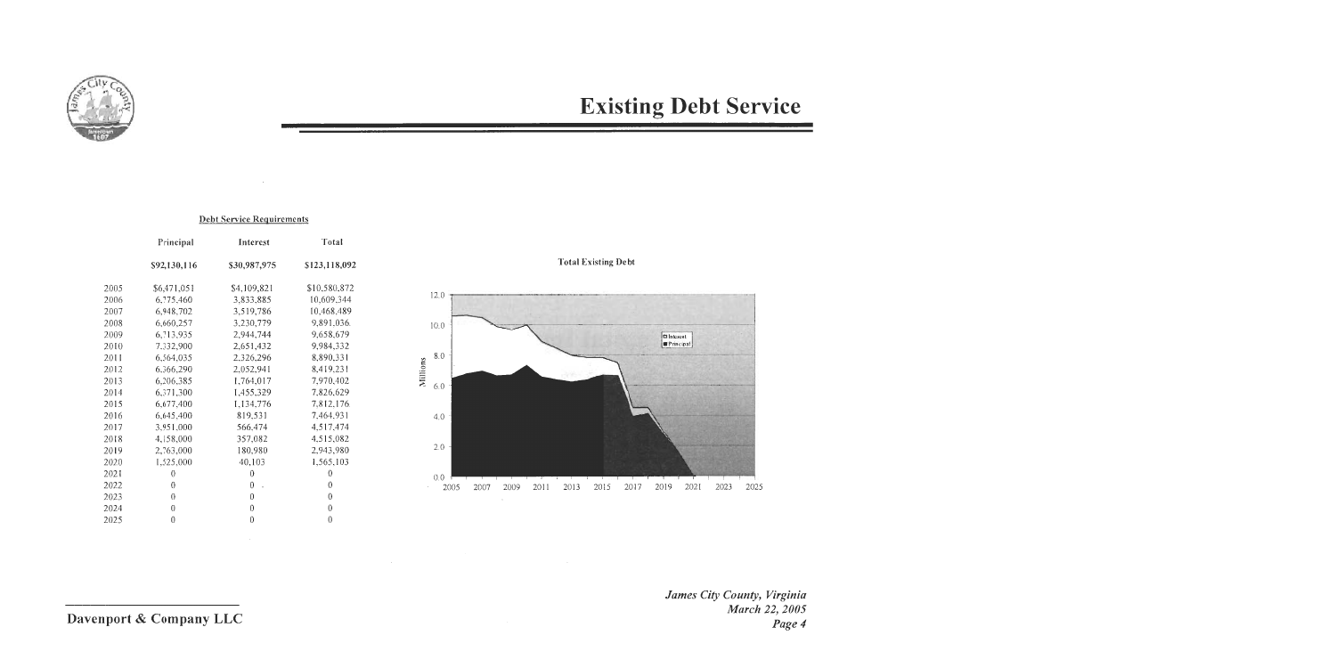# Existing Debt Service

**Debt Service Requirements**

| | Principal | Interest | Total |
|---|---|---|---|
| | $92,130,116 | $30,987,975 | $123,118,092 |
| 2005 | $6,471,051 | $4,109,821 | $10,580,872 |
| 2006 | 6,775,460 | 3,833,885 | 10,609,344 |
| 2007 | 6,948,702 | 3,519,786 | 10,468,489 |
| 2008 | 6,660,257 | 3,230,779 | 9,891,036 |
| 2009 | 6,713,935 | 2,944,744 | 9,658,679 |
| 2010 | 7,332,900 | 2,651,432 | 9,984,332 |
| 2011 | 6,564,035 | 2,326,296 | 8,890,331 |
| 2012 | 6,366,290 | 2,052,941 | 8,419,231 |
| 2013 | 6,206,385 | 1,764,017 | 7,970,402 |
| 2014 | 6,371,300 | 1,455,329 | 7,826,629 |
| 2015 | 6,677,400 | 1,134,776 | 7,812,176 |
| 2016 | 6,645,400 | 819,531 | 7,464,931 |
| 2017 | 3,951,000 | 566,474 | 4,517,474 |
| 2018 | 4,158,000 | 357,082 | 4,515,082 |
| 2019 | 2,763,000 | 180,980 | 2,943,980 |
| 2020 | 1,525,000 | 40,103 | 1,565,103 |
| 2021 | 0 | 0 | 0 |
| 2022 | 0 | 0 | 0 |
| 2023 | 0 | 0 | 0 |
| 2024 | 0 | 0 | 0 |
| 2025 | 0 | 0 | 0 |

**Total Existing Debt**

*James City County, Virginia*
*March 22, 2005*

**Davenport & Company LLC**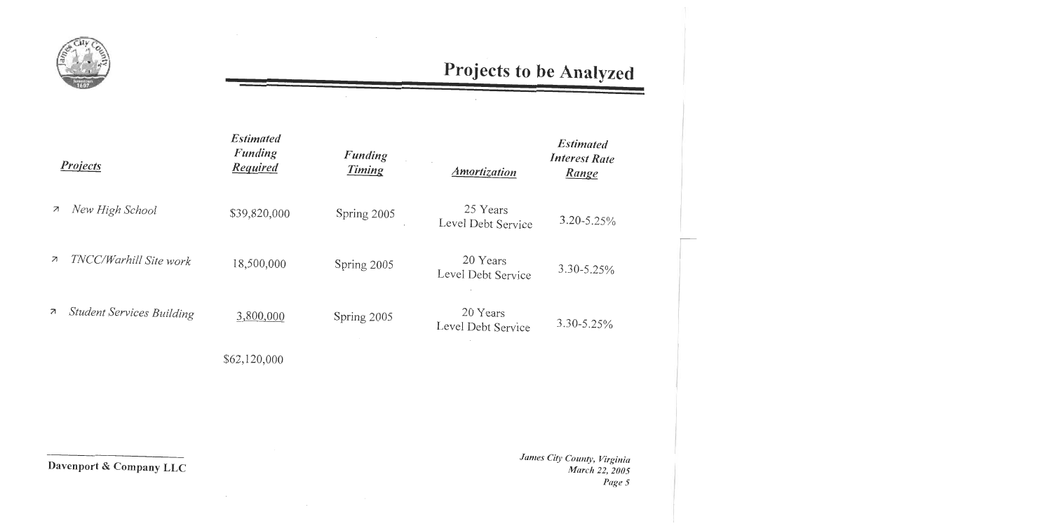# Projects to be Analyzed

| *Projects* | *Estimated Funding Required* | *Funding Timing* | *Amortization* | *Estimated Interest Rate Range* |
|---|---|---|---|---|
| *New High School* | $39,820,000 | Spring 2005 | 25 Years Level Debt Service | 3.20-5.25% |
| *TNCC/Warhill Site work* | 18,500,000 | Spring 2005 | 20 Years Level Debt Service | 3.30-5.25% |
| *Student Services Building* | 3,800,000 | Spring 2005 | 20 Years Level Debt Service | 3.30-5.25% |
| | $62,120,000 | | | |

Davenport & Company LLC

*James City County, Virginia*
*March 22, 2005*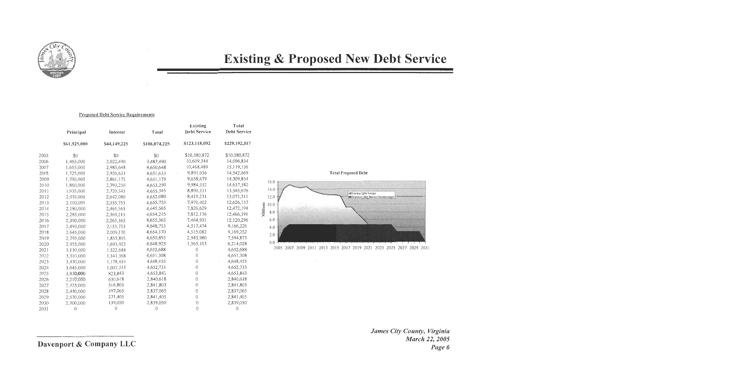# Existing & Proposed New Debt Service

Proposed Debt Service Requirements

| | Principal | Interest | Total | Existing Debt Service | Total Debt Service |
|---|---|---|---|---|---|
| | $61,925,000 | $44,149,225 | $106,074,225 | $123,118,092 | $229,192,317 |
| 2005 | $0 | $0 | $0 | $10,580,872 | $10,580,872 |
| 2006 | 1,465,000 | 2,022,490 | 3,487,490 | 10,609,344 | 14,096,834 |
| 2007 | 1,665,000 | 2,985,648 | 4,650,648 | 10,468,489 | 15,119,136 |
| 2008 | 1,725,000 | 2,926,633 | 4,651,633 | 9,891,036 | 14,542,669 |
| 2009 | 1,790,000 | 2,861,175 | 4,651,175 | 9,658,679 | 14,309,854 |
| 2010 | 1,860,000 | 2,793,250 | 4,653,250 | 9,984,332 | 14,637,582 |
| 2011 | 1,935,000 | 2,720,345 | 4,655,345 | 8,890,331 | 13,545,676 |
| 2012 | 2,010,000 | 2,642,080 | 4,652,080 | 8,419,231 | 13,071,311 |
| 2013 | 2,100,000 | 2,555,755 | 4,655,755 | 7,970,402 | 12,626,157 |
| 2014 | 2,180,000 | 2,465,565 | 4,645,565 | 7,826,629 | 12,472,194 |
| 2015 | 2,285,000 | 2,369,215 | 4,654,215 | 7,812,176 | 12,466,391 |
| 2016 | 2,390,000 | 2,265,365 | 4,655,365 | 7,464,931 | 12,120,296 |
| 2017 | 2,495,000 | 2,153,753 | 4,648,753 | 4,517,474 | 9,166,226 |
| 2018 | 2,645,000 | 2,009,170 | 4,654,170 | 4,515,082 | 9,169,252 |
| 2019 | 2,795,000 | 1,855,893 | 4,650,893 | 2,943,980 | 7,594,873 |
| 2020 | 2,955,000 | 1,693,925 | 4,648,925 | 1,565,103 | 6,214,028 |
| 2021 | 3,130,000 | 1,522,688 | 4,652,688 | 0 | 4,652,688 |
| 2022 | 3,310,000 | 1,341,308 | 4,651,308 | 0 | 4,651,308 |
| 2023 | 3,470,000 | 1,178,455 | 4,648,455 | 0 | 4,648,455 |
| 2024 | 3,645,000 | 1,007,733 | 4,652,733 | 0 | 4,652,733 |
| 2025 | 3,830,000 | 823,843 | 4,653,843 | 0 | 4,653,843 |
| 2026 | 2,210,000 | 630,618 | 2,840,618 | 0 | 2,840,618 |
| 2027 | 2,325,000 | 516,803 | 2,841,803 | 0 | 2,841,803 |
| 2028 | 2,440,000 | 397,065 | 2,837,065 | 0 | 2,837,065 |
| 2029 | 2,570,000 | 271,405 | 2,841,405 | 0 | 2,841,405 |
| 2030 | 2,700,000 | 139,050 | 2,839,050 | 0 | 2,839,050 |
| 2031 | 0 | 0 | 0 | 0 | 0 |

Total Proposed Debt

Millions: 16.0, 14.0, 12.0, 10.0, 8.0, 6.0, 4.0, 2.0, 0.0

2005 2007 2009 2011 2013 2015 2017 2019 2021 2023 2025 2027 2029 2031

Existing Debt Service
Proposed Debt Service Requirements

Davenport & Company LLC

*James City County, Virginia*
*March 22, 2005*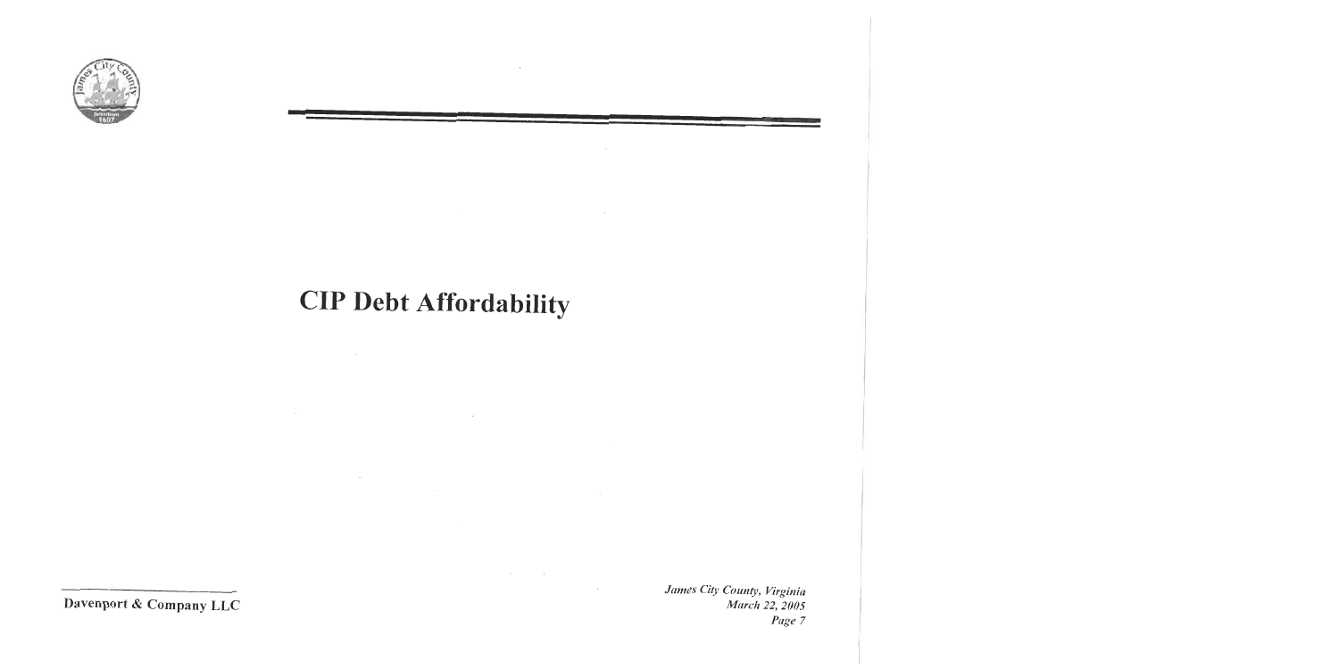# CIP Debt Affordability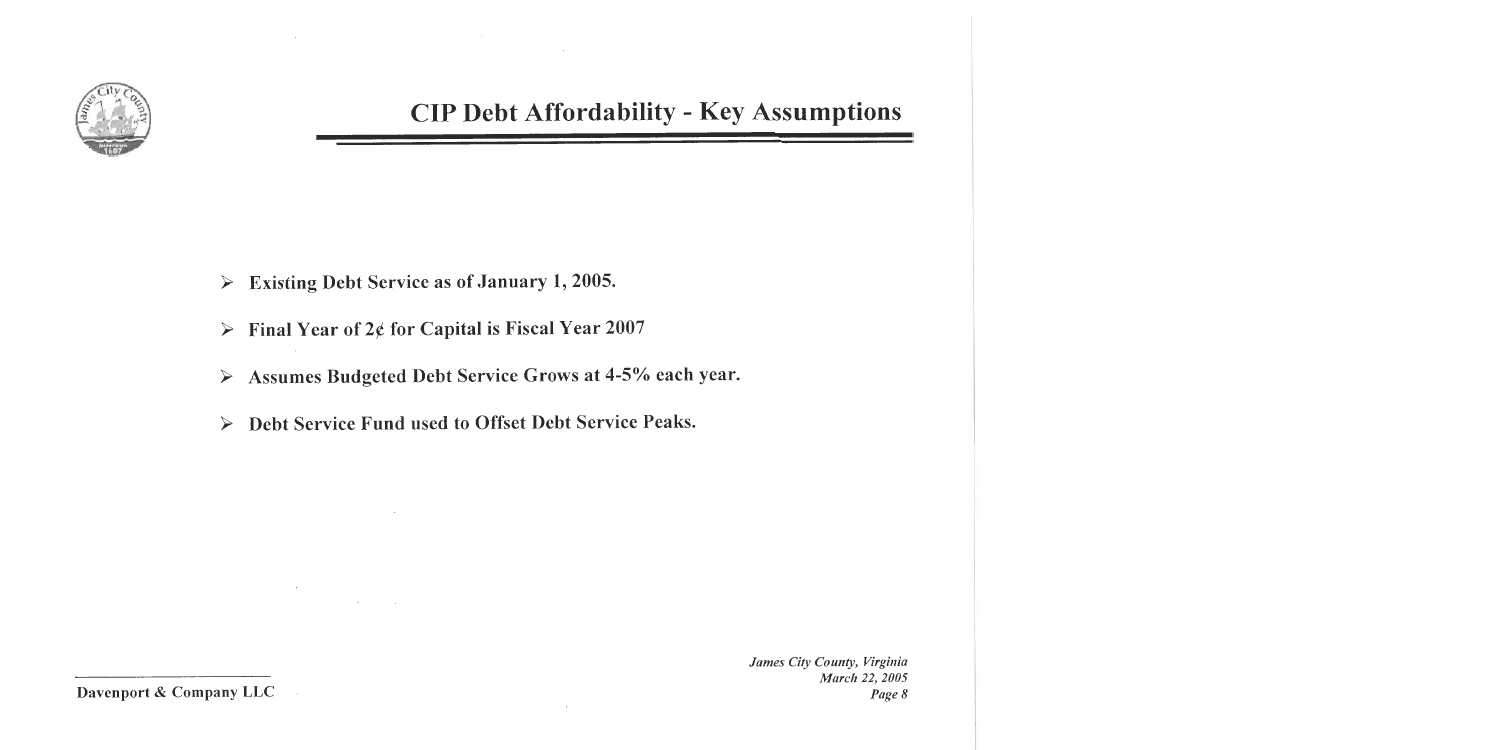# CIP Debt Affordability - Key Assumptions

- Existing Debt Service as of January 1, 2005.
- Final Year of 2¢ for Capital is Fiscal Year 2007
- Assumes Budgeted Debt Service Grows at 4-5% each year.
- Debt Service Fund used to Offset Debt Service Peaks.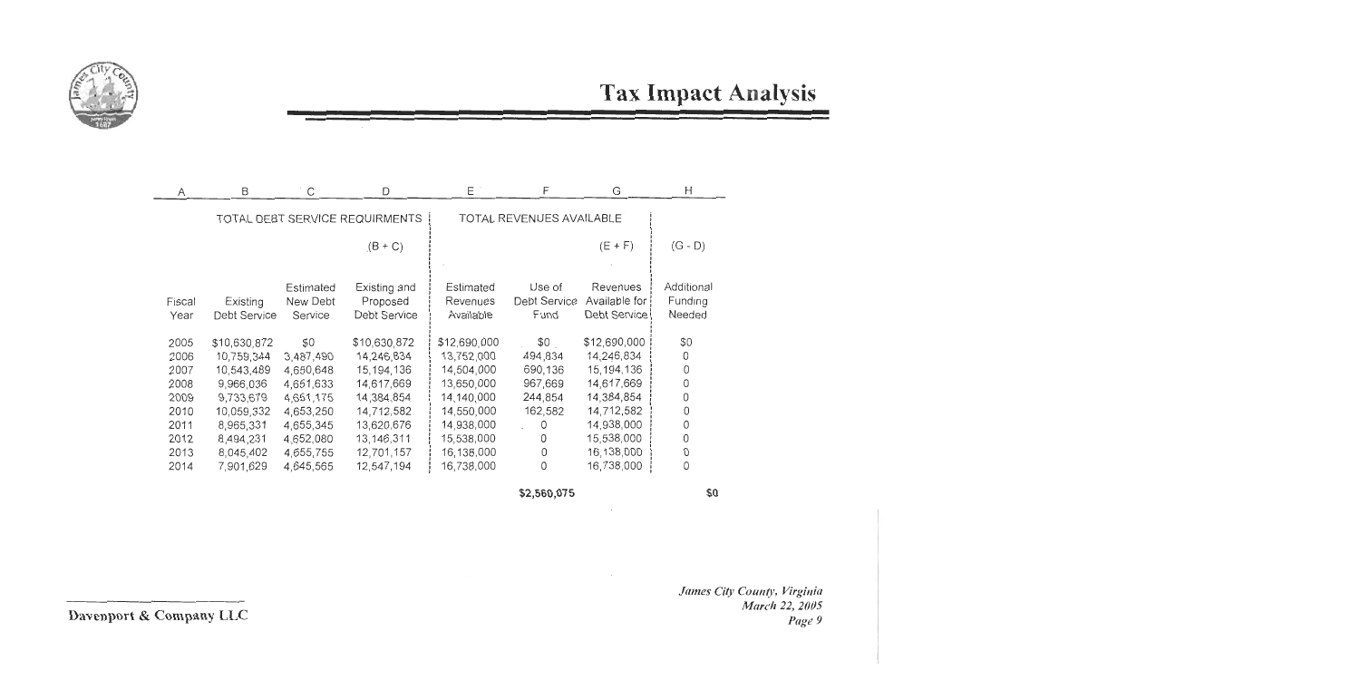# Tax Impact Analysis

| A | B | C | D | E | F | G | H |
|---|---|---|---|---|---|---|---|
| TOTAL DEBT SERVICE REQUIRMENTS | | | | TOTAL REVENUES AVAILABLE | | | |
| | | | (B + C) | | | (E + F) | (G - D) |
| Fiscal Year | Existing Debt Service | Estimated New Debt Service | Existing and Proposed Debt Service | Estimated Revenues Available | Use of Debt Service Fund | Revenues Available for Debt Service | Additional Funding Needed |
| 2005 | $10,630,872 | $0 | $10,630,872 | $12,690,000 | $0 | $12,690,000 | $0 |
| 2006 | 10,759,344 | 3,487,490 | 14,246,834 | 13,752,000 | 494,834 | 14,246,834 | 0 |
| 2007 | 10,543,489 | 4,650,648 | 15,194,136 | 14,504,000 | 690,136 | 15,194,136 | 0 |
| 2008 | 9,966,036 | 4,651,633 | 14,617,669 | 13,650,000 | 967,669 | 14,617,669 | 0 |
| 2009 | 9,733,679 | 4,651,175 | 14,384,854 | 14,140,000 | 244,854 | 14,384,854 | 0 |
| 2010 | 10,059,332 | 4,653,250 | 14,712,582 | 14,550,000 | 162,582 | 14,712,582 | 0 |
| 2011 | 8,965,331 | 4,655,345 | 13,620,676 | 14,938,000 | 0 | 14,938,000 | 0 |
| 2012 | 8,494,231 | 4,652,080 | 13,146,311 | 15,538,000 | 0 | 15,538,000 | 0 |
| 2013 | 8,045,402 | 4,655,755 | 12,701,157 | 16,138,000 | 0 | 16,138,000 | 0 |
| 2014 | 7,901,629 | 4,645,565 | 12,547,194 | 16,738,000 | 0 | 16,738,000 | 0 |
| | | | | | **$2,560,075** | | **$0** |

Davenport & Company LLC

*James City County, Virginia*
*March 22, 2005*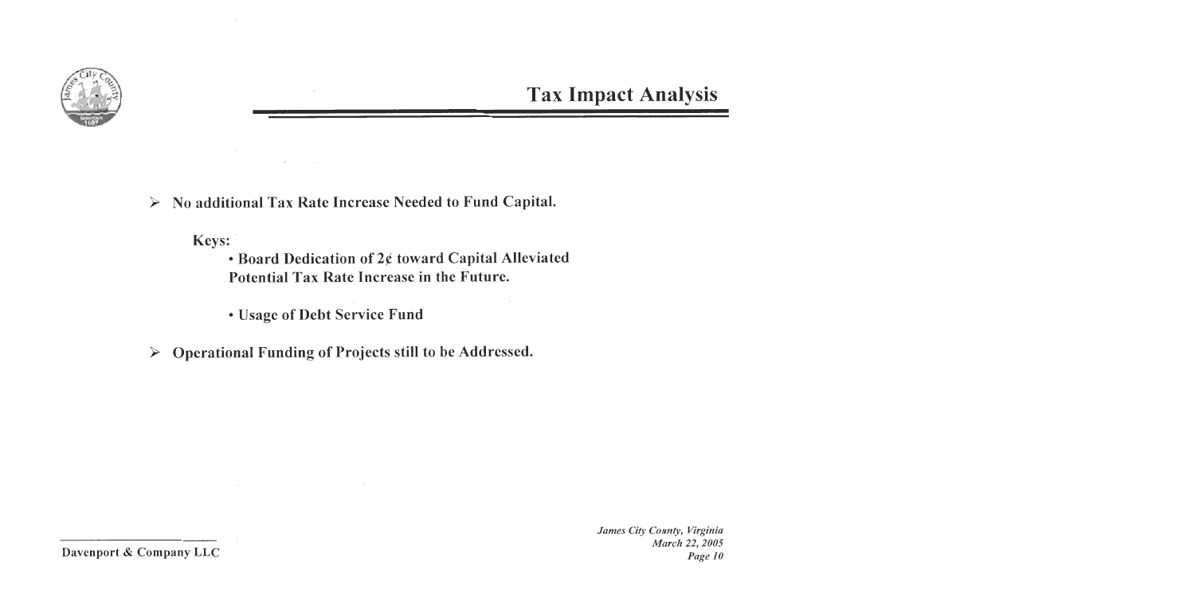# Tax Impact Analysis

- No additional Tax Rate Increase Needed to Fund Capital.

  **Keys:**

  - Board Dedication of 2¢ toward Capital Alleviated Potential Tax Rate Increase in the Future.
  - Usage of Debt Service Fund

- Operational Funding of Projects still to be Addressed.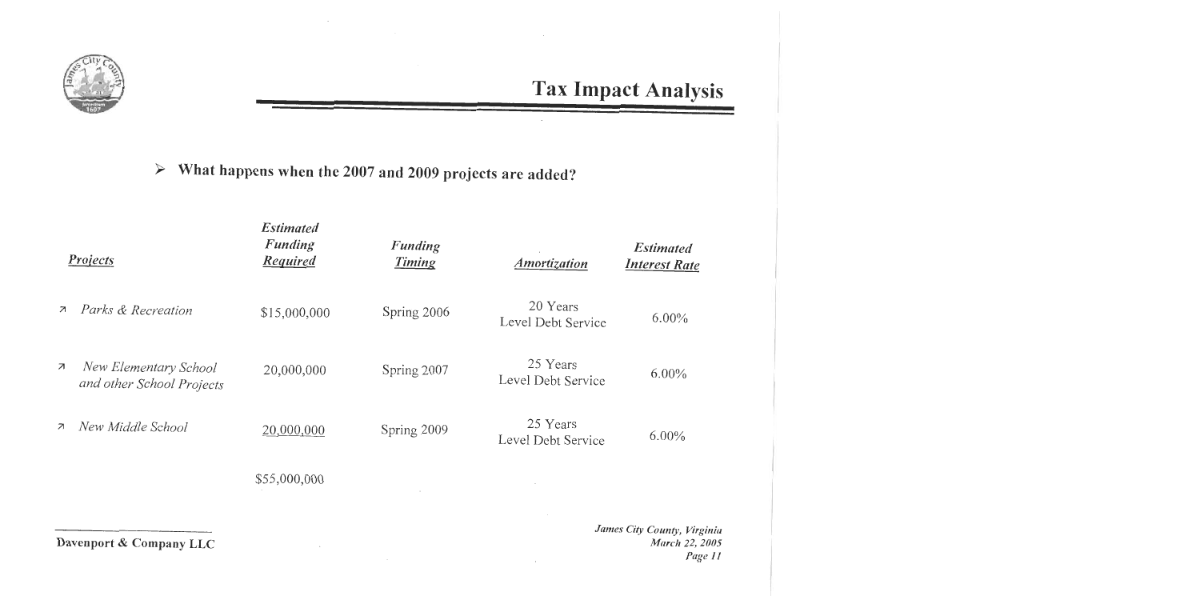# Tax Impact Analysis

- **What happens when the 2007 and 2009 projects are added?**

| *Projects* | *Estimated Funding Required* | *Funding Timing* | *Amortization* | *Estimated Interest Rate* |
|---|---|---|---|---|
| ↗ *Parks & Recreation* | $15,000,000 | Spring 2006 | 20 Years Level Debt Service | 6.00% |
| ↗ *New Elementary School and other School Projects* | 20,000,000 | Spring 2007 | 25 Years Level Debt Service | 6.00% |
| ↗ *New Middle School* | 20,000,000 | Spring 2009 | 25 Years Level Debt Service | 6.00% |
| | $55,000,000 | | | |

Davenport & Company LLC

*James City County, Virginia*
*March 22, 2005*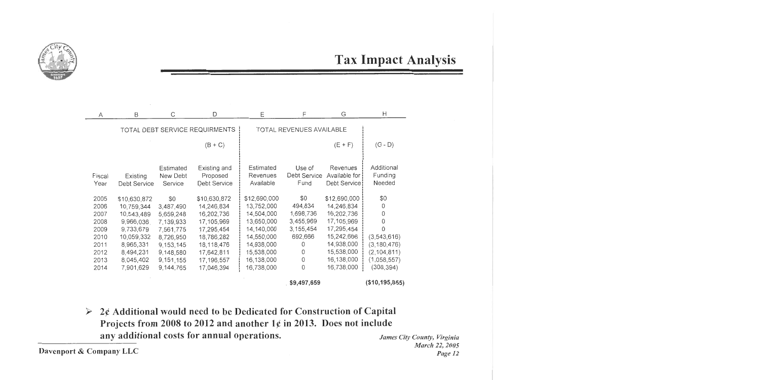# Tax Impact Analysis

| A | B | C | D | E | F | G | H |
|---|---|---|---|---|---|---|---|
| | TOTAL DEBT SERVICE REQUIRMENTS | | | TOTAL REVENUES AVAILABLE | | | |
| | | | (B + C) | | | (E + F) | (G - D) |
| Fiscal Year | Existing Debt Service | Estimated New Debt Service | Existing and Proposed Debt Service | Estimated Revenues Available | Use of Debt Service Fund | Revenues Available for Debt Service | Additional Funding Needed |
| 2005 | $10,630,872 | $0 | $10,630,872 | $12,690,000 | $0 | $12,690,000 | $0 |
| 2006 | 10,759,344 | 3,487,490 | 14,246,834 | 13,752,000 | 494,834 | 14,246,834 | 0 |
| 2007 | 10,543,489 | 5,659,248 | 16,202,736 | 14,504,000 | 1,698,736 | 16,202,736 | 0 |
| 2008 | 9,966,036 | 7,139,933 | 17,105,969 | 13,650,000 | 3,455,969 | 17,105,969 | 0 |
| 2009 | 9,733,679 | 7,561,775 | 17,295,454 | 14,140,000 | 3,155,454 | 17,295,454 | 0 |
| 2010 | 10,059,332 | 8,726,950 | 18,786,282 | 14,550,000 | 692,666 | 15,242,666 | (3,543,616) |
| 2011 | 8,965,331 | 9,153,145 | 18,118,476 | 14,938,000 | 0 | 14,938,000 | (3,180,476) |
| 2012 | 8,494,231 | 9,148,580 | 17,642,811 | 15,538,000 | 0 | 15,538,000 | (2,104,811) |
| 2013 | 8,045,402 | 9,151,155 | 17,196,557 | 16,138,000 | 0 | 16,138,000 | (1,058,557) |
| 2014 | 7,901,629 | 9,144,765 | 17,046,394 | 16,738,000 | 0 | 16,738,000 | (308,394) |
| | | | | | $9,497,659 | | ($10,195,855) |

- **2¢ Additional would need to be Dedicated for Construction of Capital Projects from 2008 to 2012 and another 1¢ in 2013. Does not include any additional costs for annual operations.**

*James City County, Virginia*
*March 22, 2005*

**Davenport & Company LLC**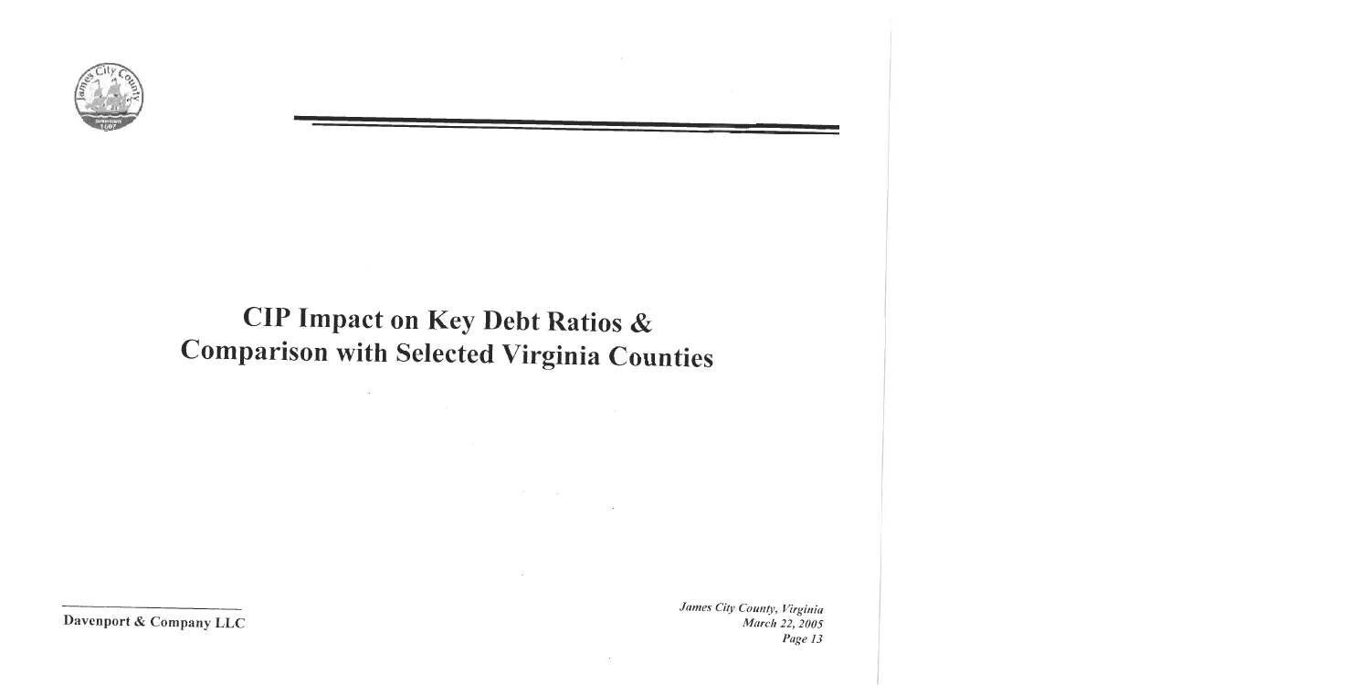# CIP Impact on Key Debt Ratios & Comparison with Selected Virginia Counties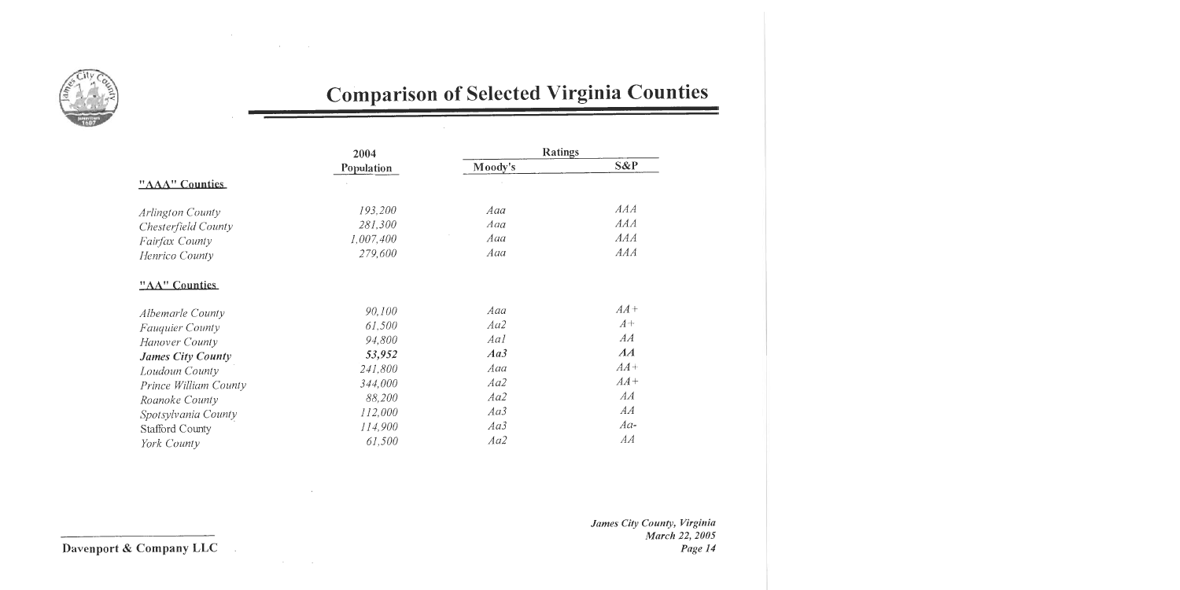# Comparison of Selected Virginia Counties

| | 2004 Population | Ratings | |
|---|---|---|---|
| | | Moody's | S&P |
| **"AAA" Counties** | | | |
| *Arlington County* | *193,200* | *Aaa* | *AAA* |
| *Chesterfield County* | *281,300* | *Aaa* | *AAA* |
| *Fairfax County* | *1,007,400* | *Aaa* | *AAA* |
| *Henrico County* | *279,600* | *Aaa* | *AAA* |
| **"AA" Counties** | | | |
| *Albemarle County* | *90,100* | *Aaa* | *AA+* |
| *Fauquier County* | *61,500* | *Aa2* | *A+* |
| *Hanover County* | *94,800* | *Aa1* | *AA* |
| ***James City County*** | ***53,952*** | ***Aa3*** | ***AA*** |
| *Loudoun County* | *241,800* | *Aaa* | *AA+* |
| *Prince William County* | *344,000* | *Aa2* | *AA+* |
| *Roanoke County* | *88,200* | *Aa2* | *AA* |
| *Spotsylvania County* | *112,000* | *Aa3* | *AA* |
| Stafford County | *114,900* | *Aa3* | *Aa-* |
| *York County* | *61,500* | *Aa2* | *AA* |

Davenport & Company LLC

*James City County, Virginia*
*March 22, 2005*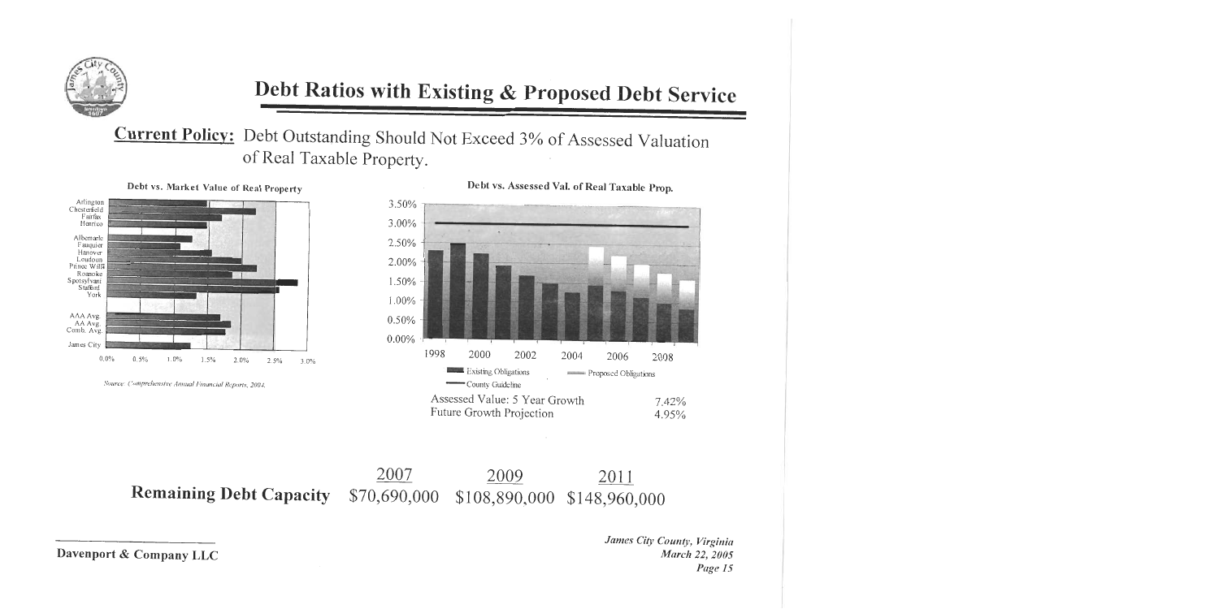## Debt Ratios with Existing & Proposed Debt Service

**Current Policy:** Debt Outstanding Should Not Exceed 3% of Assessed Valuation of Real Taxable Property.

**Debt vs. Market Value of Real Property**

Arlington, Chesterfield, Fairfax, Henrico, Albemarle, Fauquier, Hanover, Loudoun, Prince Willi, Roanoke, Spotsylvani, Stafford, York, AAA Avg., AA Avg., Comb. Avg., James City

0.0% 0.5% 1.0% 1.5% 2.0% 2.5% 3.0%

Source: Comprehensive Annual Financial Reports, 2004.

**Debt vs. Assessed Val. of Real Taxable Prop.**

3.50% 3.00% 2.50% 2.00% 1.50% 1.00% 0.50% 0.00%

1998 2000 2002 2004 2006 2008

Existing Obligations — Proposed Obligations — County Guideline

| | |
|---|---|
| Assessed Value: 5 Year Growth | 7.42% |
| Future Growth Projection | 4.95% |

| | 2007 | 2009 | 2011 |
|---|---|---|---|
| **Remaining Debt Capacity** | $70,690,000 | $108,890,000 | $148,960,000 |

**Davenport & Company LLC**

*James City County, Virginia*
*March 22, 2005*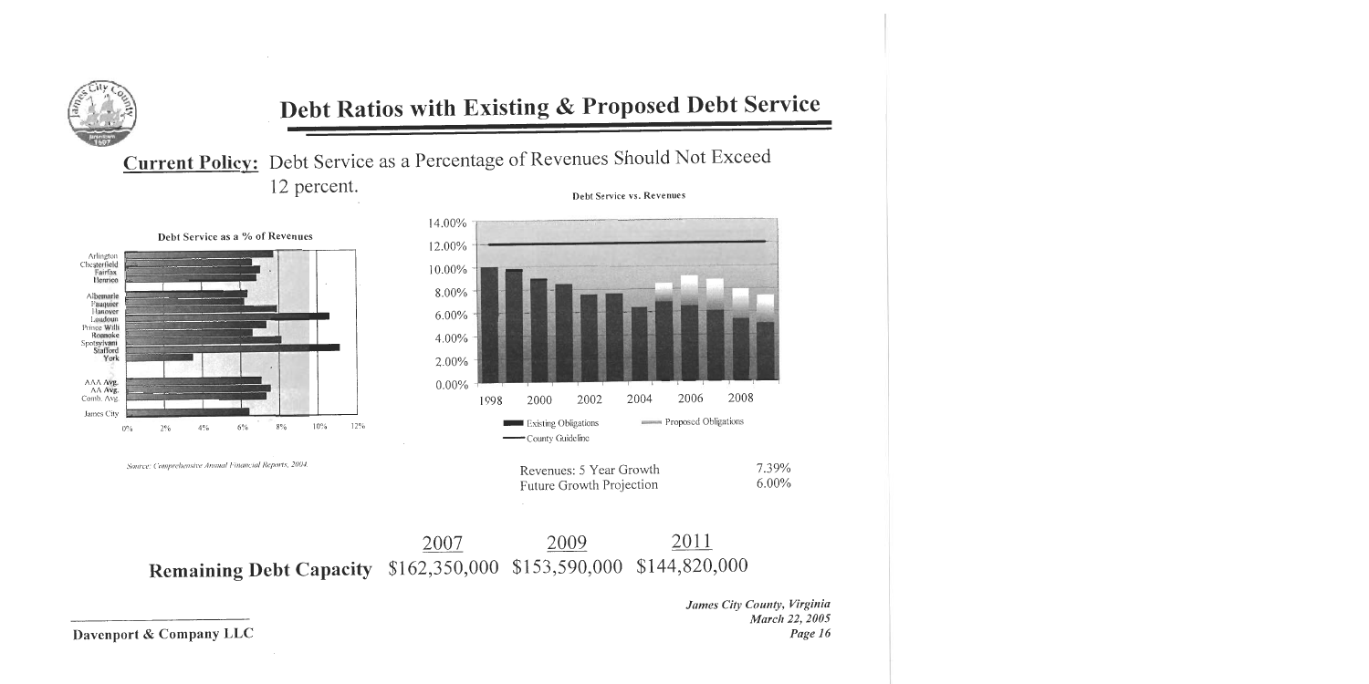# Debt Ratios with Existing & Proposed Debt Service

**Current Policy:** Debt Service as a Percentage of Revenues Should Not Exceed 12 percent.

**Debt Service as a % of Revenues**

Arlington, Chesterfield, Fairfax, Henrico, Albemarle, Fauquier, Hanover, Loudoun, Prince Willi, Roanoke, Spotsylvani, Stafford, York, AAA Avg., AA Avg., Comb. Avg., James City

*Source: Comprehensive Annual Financial Reports, 2004.*

**Debt Service vs. Revenues**

Existing Obligations — Proposed Obligations — County Guideline

| Revenues: 5 Year Growth | 7.39% |
|---|---|
| Future Growth Projection | 6.00% |

| | 2007 | 2009 | 2011 |
|---|---|---|---|
| **Remaining Debt Capacity** | \$162,350,000 | \$153,590,000 | \$144,820,000 |

*James City County, Virginia*
*March 22, 2005*

**Davenport & Company LLC**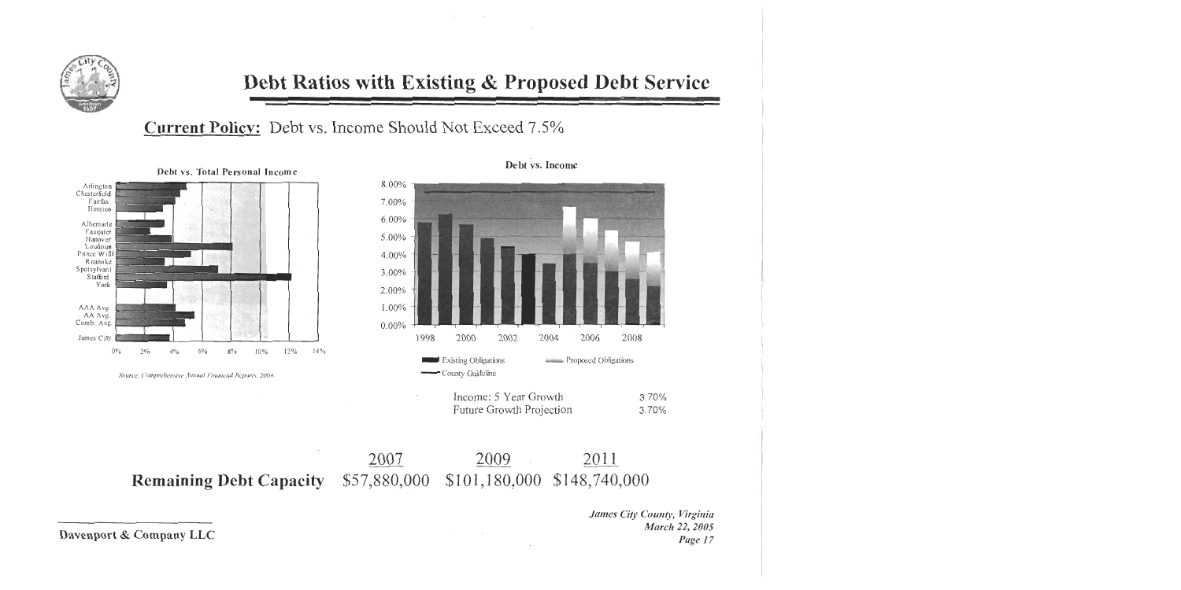# Debt Ratios with Existing & Proposed Debt Service

## Current Policy: Debt vs. Income Should Not Exceed 7.5%

**Debt vs. Total Personal Income**

Arlington
Chesterfield
Fairfax
Henrico

Albemarle
Fauquier
Hanover
Loudoun
Prince Willi
Roanoke
Spotsylvani
Stafford
York

AAA Avg.
AA Avg.
Comb. Avg.

James City

0% 2% 4% 6% 8% 10% 12% 14%

*Source: Comprehensive Annual Financial Reports, 2004.*

**Debt vs. Income**

8.00%
7.00%
6.00%
5.00%
4.00%
3.00%
2.00%
1.00%
0.00%

1998 2000 2002 2004 2006 2008

Existing Obligations
Proposed Obligations
County Guideline

| | |
|---|---|
| Income: 5 Year Growth | 3.70% |
| Future Growth Projection | 3.70% |

| | 2007 | 2009 | 2011 |
|---|---|---|---|
| **Remaining Debt Capacity** | $57,880,000 | $101,180,000 | $148,740,000 |

*James City County, Virginia*
*March 22, 2005*

Davenport & Company LLC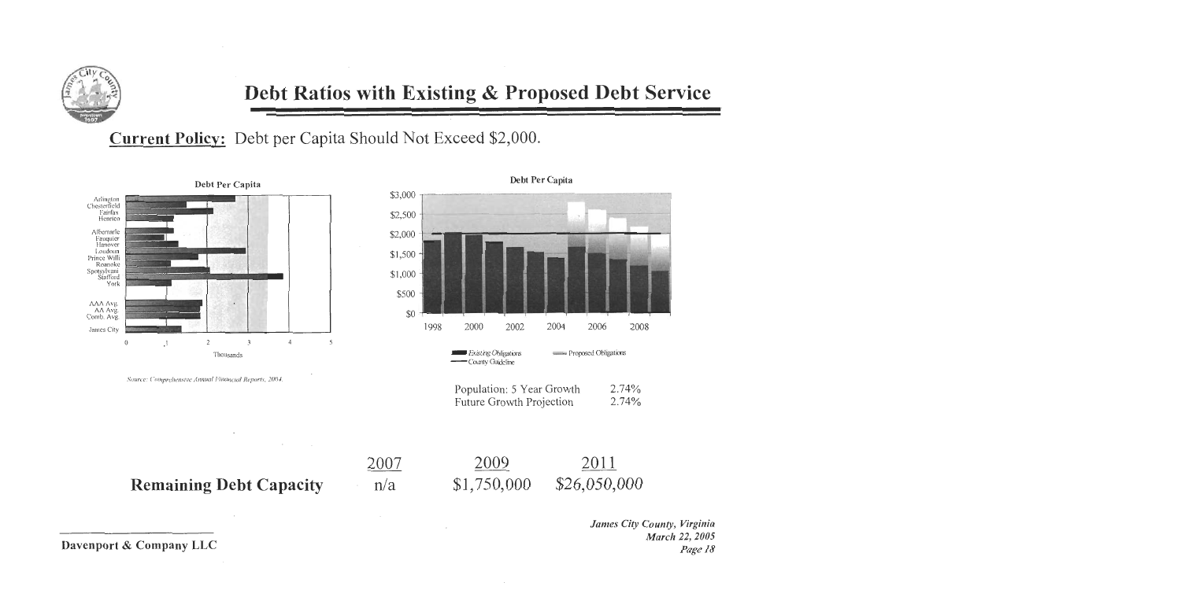# Debt Ratios with Existing & Proposed Debt Service

**Current Policy:** Debt per Capita Should Not Exceed $2,000.

**Debt Per Capita**

Arlington
Chesterfield
Fairfax
Henrico

Albemarle
Fauquier
Hanover
Loudoun
Prince Willi
Roanoke
Spotsylvani
Stafford
York

AAA Avg.
AA Avg.
Comb. Avg.

James City

0 1 2 3 4 5

Thousands

*Source: Comprehensive Annual Financial Reports, 2004*

**Debt Per Capita**

$3,000
$2,500
$2,000
$1,500
$1,000
$500
$0

1998 2000 2002 2004 2006 2008

Existing Obligations — Proposed Obligations — County Guideline

| | |
|---|---|
| Population: 5 Year Growth | 2.74% |
| Future Growth Projection | 2.74% |

| | 2007 | 2009 | 2011 |
|---|---|---|---|
| **Remaining Debt Capacity** | n/a | $1,750,000 | $26,050,000 |

**Davenport & Company LLC**

*James City County, Virginia*
*March 22, 2005*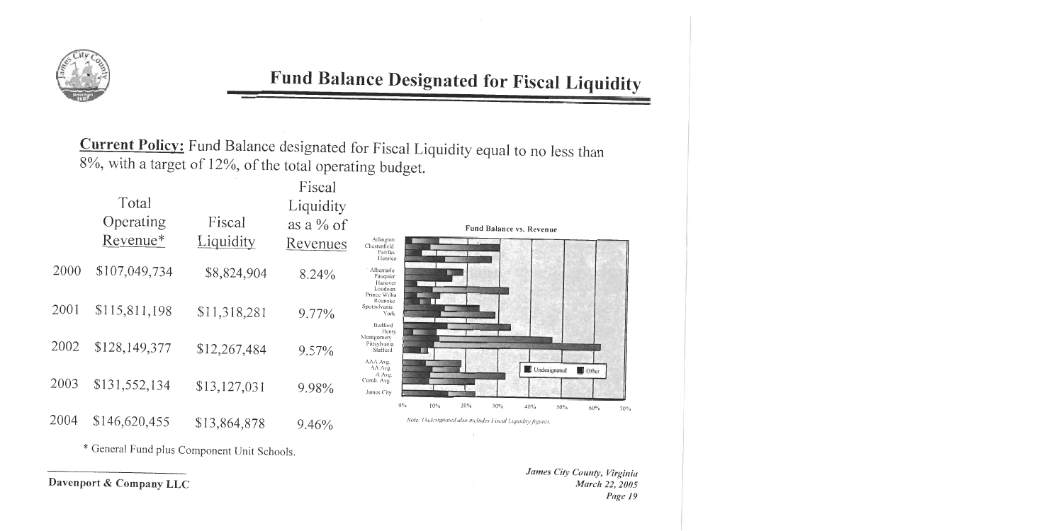## Fund Balance Designated for Fiscal Liquidity

**Current Policy:** Fund Balance designated for Fiscal Liquidity equal to no less than 8%, with a target of 12%, of the total operating budget.

| | Total Operating Revenue* | Fiscal Liquidity | Fiscal Liquidity as a % of Revenues |
|---|---|---|---|
| 2000 | $107,049,734 | $8,824,904 | 8.24% |
| 2001 | $115,811,198 | $11,318,281 | 9.77% |
| 2002 | $128,149,377 | $12,267,484 | 9.57% |
| 2003 | $131,552,134 | $13,127,031 | 9.98% |
| 2004 | $146,620,455 | $13,864,878 | 9.46% |

\* General Fund plus Component Unit Schools.

**Fund Balance vs. Revenue**

Arlington, Chesterfield, Fairfax, Henrico, Albemarle, Fauquier, Hanover, Loudoun, Prince William, Roanoke, Spotsylvania, York, Bedford, Henry, Montgomery, Pittsylvania, Stafford, AAA Avg., AA Avg., A Avg., Comb. Avg., James City

0% 10% 20% 30% 40% 50% 60% 70%

Undesignated | Other

*Note: Undesignated also includes Fiscal Liquidity figures.*

Davenport & Company LLC

*James City County, Virginia*
*March 22, 2005*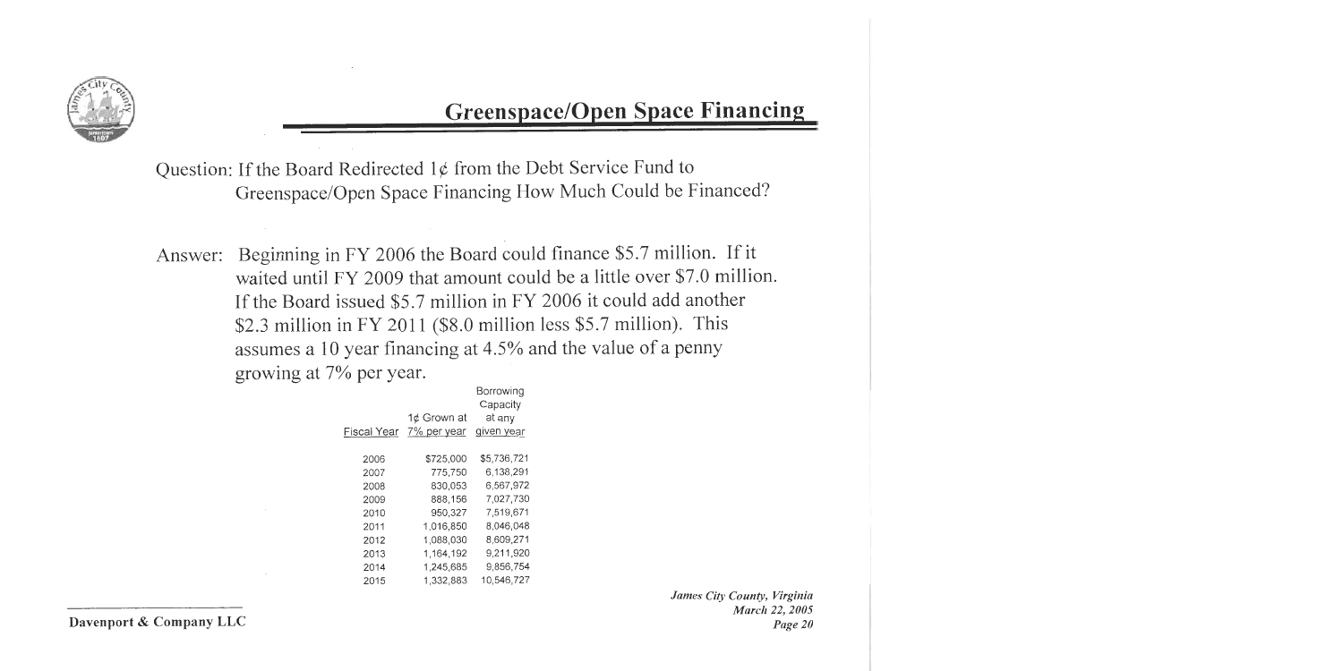## Greenspace/Open Space Financing

Question: If the Board Redirected 1¢ from the Debt Service Fund to Greenspace/Open Space Financing How Much Could be Financed?

Answer: Beginning in FY 2006 the Board could finance $5.7 million. If it waited until FY 2009 that amount could be a little over $7.0 million. If the Board issued $5.7 million in FY 2006 it could add another $2.3 million in FY 2011 ($8.0 million less $5.7 million). This assumes a 10 year financing at 4.5% and the value of a penny growing at 7% per year.

| Fiscal Year | 1¢ Grown at 7% per year | Borrowing Capacity at any given year |
|---|---|---|
| 2006 | $725,000 | $5,736,721 |
| 2007 | 775,750 | 6,138,291 |
| 2008 | 830,053 | 6,567,972 |
| 2009 | 888,156 | 7,027,730 |
| 2010 | 950,327 | 7,519,671 |
| 2011 | 1,016,850 | 8,046,048 |
| 2012 | 1,088,030 | 8,609,271 |
| 2013 | 1,164,192 | 9,211,920 |
| 2014 | 1,245,685 | 9,856,754 |
| 2015 | 1,332,883 | 10,546,727 |

*James City County, Virginia*
*March 22, 2005*

**Davenport & Company LLC**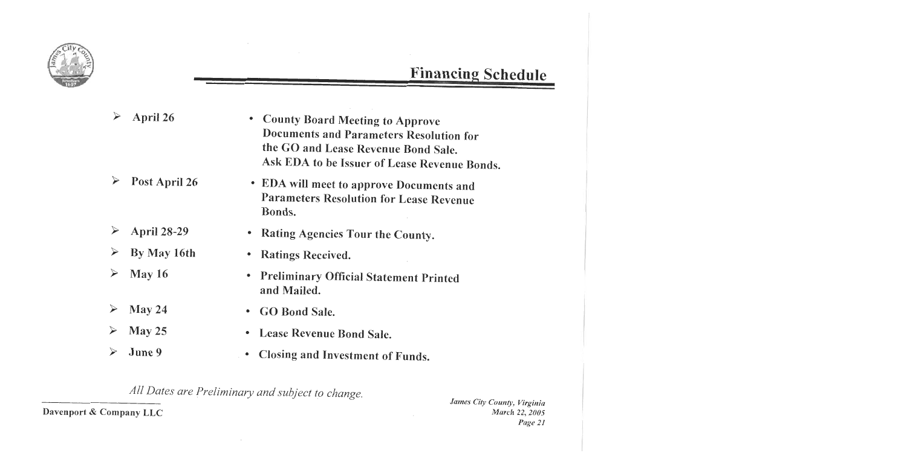## Financing Schedule

| Date | Event |
| --- | --- |
| April 26 | County Board Meeting to Approve Documents and Parameters Resolution for the GO and Lease Revenue Bond Sale. Ask EDA to be Issuer of Lease Revenue Bonds. |
| Post April 26 | EDA will meet to approve Documents and Parameters Resolution for Lease Revenue Bonds. |
| April 28-29 | Rating Agencies Tour the County. |
| By May 16th | Ratings Received. |
| May 16 | Preliminary Official Statement Printed and Mailed. |
| May 24 | GO Bond Sale. |
| May 25 | Lease Revenue Bond Sale. |
| June 9 | Closing and Investment of Funds. |

*All Dates are Preliminary and subject to change.*

Davenport & Company LLC

*James City County, Virginia*
*March 22, 2005*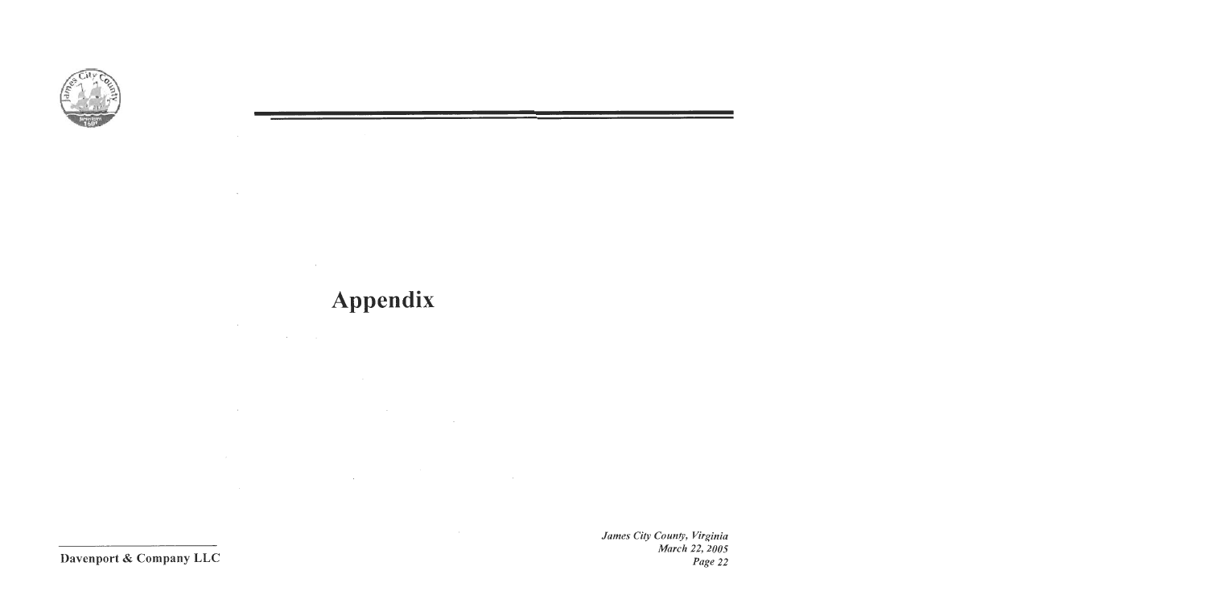# Appendix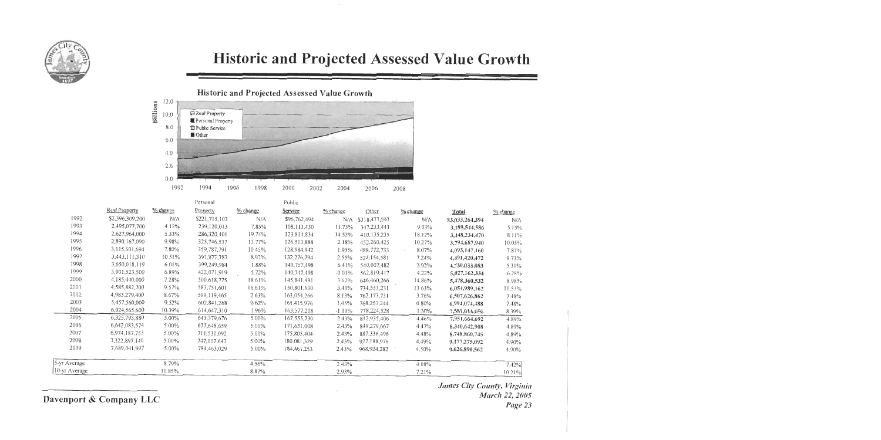# Historic and Projected Assessed Value Growth

|  | Real Property | % change | Personal Property | % change | Public Service | % change | Other | % change | Total | % change |
|---|---|---|---|---|---|---|---|---|---|---|
| 1992 | $2,396,309,200 | N/A | $221,715,103 | N/A | $96,762,494 | N/A | $318,477,597 | N/A | $3,033,264,394 | N/A |
| 1993 | 2,495,077,700 | 4.12% | 239,120,013 | 7.85% | 108,113,430 | 11.73% | 347,233,443 | 9.03% | 3,189,544,586 | 5.15% |
| 1994 | 2,627,964,000 | 5.33% | 286,320,401 | 19.74% | 123,814,834 | 14.52% | 410,135,235 | 18.12% | 3,448,234,470 | 8.11% |
| 1995 | 2,890,167,090 | 9.98% | 325,746,537 | 13.77% | 126,513,888 | 2.18% | 452,260,425 | 10.27% | 3,794,687,940 | 10.05% |
| 1996 | 3,115,601,694 | 7.80% | 359,787,791 | 10.45% | 128,984,942 | 1.95% | 488,772,733 | 8.07% | 4,093,147,160 | 7.87% |
| 1997 | 3,443,111,310 | 10.51% | 391,877,787 | 8.92% | 132,276,794 | 2.55% | 524,154,581 | 7.24% | 4,491,420,472 | 9.73% |
| 1998 | 3,650,018,119 | 6.01% | 399,249,984 | 1.88% | 140,757,498 | 6.41% | 540,007,482 | 3.02% | 4,730,033,083 | 5.31% |
| 1999 | 3,901,523,500 | 6.89% | 422,071,919 | 5.72% | 140,747,498 | -0.01% | 562,819,417 | 4.22% | 5,027,162,334 | 6.28% |
| 2000 | 4,185,440,000 | 7.28% | 500,618,775 | 18.61% | 145,841,491 | 3.62% | 646,460,266 | 14.86% | 5,478,360,532 | 8.98% |
| 2001 | 4,585,882,700 | 9.57% | 583,751,601 | 16.61% | 150,801,630 | 3.40% | 734,553,231 | 13.63% | 6,054,989,162 | 10.53% |
| 2002 | 4,983,279,400 | 8.67% | 599,119,465 | 2.63% | 163,054,266 | 8.13% | 762,173,731 | 3.76% | 6,507,626,862 | 7.48% |
| 2003 | 5,457,560,000 | 9.52% | 602,841,268 | 0.62% | 165,415,976 | 1.45% | 768,257,244 | 0.80% | 6,994,074,488 | 7.48% |
| 2004 | 6,024,565,600 | 10.39% | 614,647,310 | 1.96% | 163,577,218 | -1.11% | 778,224,528 | 1.30% | 7,581,034,656 | 8.39% |
| 2005 | 6,325,793,880 | 5.00% | 645,379,676 | 5.00% | 167,555,730 | 2.43% | 812,935,406 | 4.46% | 7,951,664,692 | 4.89% |
| 2006 | 6,642,083,574 | 5.00% | 677,648,659 | 5.00% | 171,631,008 | 2.43% | 849,279,667 | 4.47% | 8,340,642,908 | 4.89% |
| 2007 | 6,974,187,753 | 5.00% | 711,531,092 | 5.00% | 175,805,404 | 2.43% | 887,336,496 | 4.48% | 8,748,860,745 | 4.89% |
| 2008 | 7,322,897,140 | 5.00% | 747,107,647 | 5.00% | 180,081,329 | 2.43% | 927,188,976 | 4.49% | 9,177,275,092 | 4.90% |
| 2009 | 7,689,041,997 | 5.00% | 784,463,029 | 5.00% | 184,461,253 | 2.43% | 968,924,282 | 4.50% | 9,626,890,562 | 4.90% |
| 5-yr Average |  | 8.79% |  | 4.56% |  | 2.43% |  | 4.08% |  | 7.42% |
| 10-yr Average |  | 10.85% |  | 8.87% |  | 2.93% |  | 7.21% |  | 10.21% |

Davenport & Company LLC

*James City County, Virginia*
*March 22, 2005*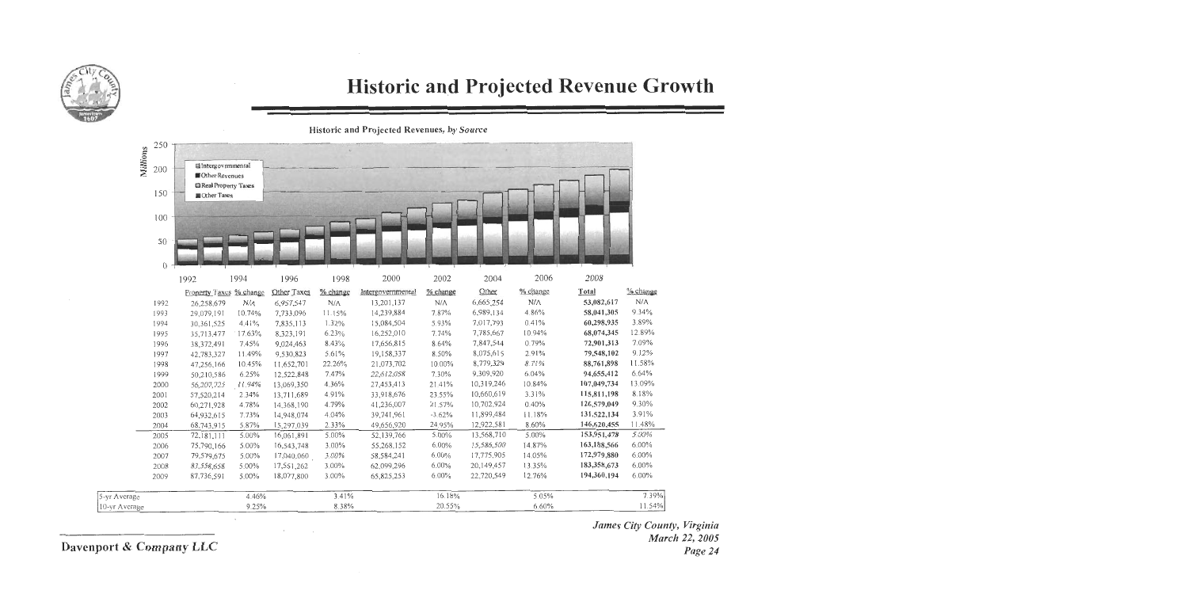# Historic and Projected Revenue Growth

**Historic and Projected Revenues, by Source**

| | Property Taxes | % change | Other Taxes | % change | Intergovernmental | % change | Other | % change | Total | % change |
|---|---|---|---|---|---|---|---|---|---|---|
| 1992 | 26,258,679 | N/A | 6,957,547 | N/A | 13,201,137 | N/A | 6,665,254 | N/A | 53,082,617 | N/A |
| 1993 | 29,079,191 | 10.74% | 7,733,096 | 11.15% | 14,239,884 | 7.87% | 6,989,134 | 4.86% | 58,041,305 | 9.34% |
| 1994 | 30,361,525 | 4.41% | 7,835,113 | 1.32% | 15,084,504 | 5.93% | 7,017,793 | 0.41% | 60,298,935 | 3.89% |
| 1995 | 35,713,477 | 17.63% | 8,323,191 | 6.23% | 16,252,010 | 7.74% | 7,785,667 | 10.94% | 68,074,345 | 12.89% |
| 1996 | 38,372,491 | 7.45% | 9,024,463 | 8.43% | 17,656,815 | 8.64% | 7,847,544 | 0.79% | 72,901,313 | 7.09% |
| 1997 | 42,783,327 | 11.49% | 9,530,823 | 5.61% | 19,158,337 | 8.50% | 8,075,615 | 2.91% | 79,548,102 | 9.12% |
| 1998 | 47,256,166 | 10.45% | 11,652,701 | 22.26% | 21,073,702 | 10.00% | 8,779,329 | 8.71% | 88,761,898 | 11.58% |
| 1999 | 50,210,586 | 6.25% | 12,522,848 | 7.47% | 22,612,058 | 7.30% | 9,309,920 | 6.04% | 94,655,412 | 6.64% |
| 2000 | 56,207,725 | 11.94% | 13,069,350 | 4.36% | 27,453,413 | 21.41% | 10,319,246 | 10.84% | 107,049,734 | 13.09% |
| 2001 | 57,520,214 | 2.34% | 13,711,689 | 4.91% | 33,918,676 | 23.55% | 10,660,619 | 3.31% | 115,811,198 | 8.18% |
| 2002 | 60,271,928 | 4.78% | 14,368,190 | 4.79% | 41,236,007 | 21.57% | 10,702,924 | 0.40% | 126,579,049 | 9.30% |
| 2003 | 64,932,615 | 7.73% | 14,948,074 | 4.04% | 39,741,961 | -3.62% | 11,899,484 | 11.18% | 131,522,134 | 3.91% |
| 2004 | 68,743,915 | 5.87% | 15,297,039 | 2.33% | 49,656,920 | 24.95% | 12,922,581 | 8.60% | 146,620,455 | 11.48% |
| 2005 | 72,181,111 | 5.00% | 16,061,891 | 5.00% | 52,139,766 | 5.00% | 13,568,710 | 5.00% | 153,951,478 | 5.00% |
| 2006 | 75,790,166 | 5.00% | 16,543,748 | 3.00% | 55,268,152 | 6.00% | 15,586,500 | 14.87% | 163,188,566 | 6.00% |
| 2007 | 79,579,675 | 5.00% | 17,040,060 | 3.00% | 58,584,241 | 6.00% | 17,775,905 | 14.05% | 172,979,880 | 6.00% |
| 2008 | 83,558,658 | 5.00% | 17,551,262 | 3.00% | 62,099,296 | 6.00% | 20,149,457 | 13.35% | 183,358,673 | 6.00% |
| 2009 | 87,736,591 | 5.00% | 18,077,800 | 3.00% | 65,825,253 | 6.00% | 22,720,549 | 12.76% | 194,360,194 | 6.00% |
| 5-yr Average | | 4.46% | | 3.41% | | 16.18% | | 5.05% | | 7.39% |
| 10-yr Average | | 9.25% | | 8.38% | | 20.55% | | 6.60% | | 11.54% |

*James City County, Virginia*
*March 22, 2005*

Davenport & Company LLC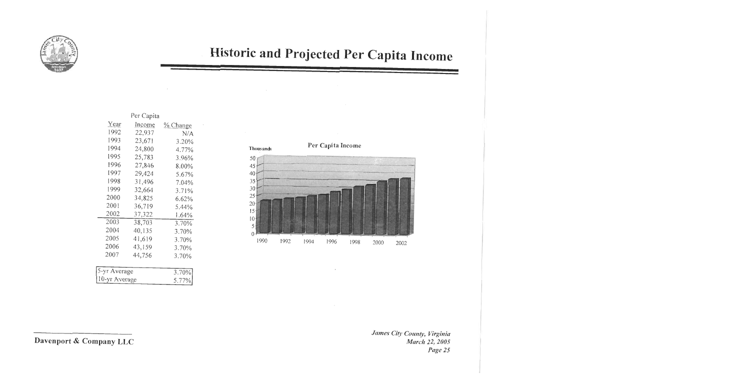# Historic and Projected Per Capita Income

| Year | Per Capita Income | % Change |
|---|---|---|
| 1992 | 22,937 | N/A |
| 1993 | 23,671 | 3.20% |
| 1994 | 24,800 | 4.77% |
| 1995 | 25,783 | 3.96% |
| 1996 | 27,846 | 8.00% |
| 1997 | 29,424 | 5.67% |
| 1998 | 31,496 | 7.04% |
| 1999 | 32,664 | 3.71% |
| 2000 | 34,825 | 6.62% |
| 2001 | 36,719 | 5.44% |
| 2002 | 37,322 | 1.64% |
| 2003 | 38,703 | 3.70% |
| 2004 | 40,135 | 3.70% |
| 2005 | 41,619 | 3.70% |
| 2006 | 43,159 | 3.70% |
| 2007 | 44,756 | 3.70% |

| | |
|---|---|
| 5-yr Average | 3.70% |
| 10-yr Average | 5.77% |

**Per Capita Income**

Thousands

Davenport & Company LLC

*James City County, Virginia*
*March 22, 2005*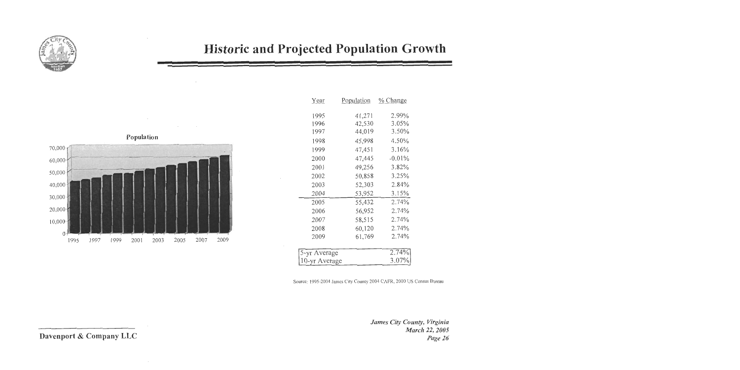# Historic and Projected Population Growth

Population

70,000
60,000
50,000
40,000
30,000
20,000
10,000
0

1995 1997 1999 2001 2003 2005 2007 2009

| Year | Population | % Change |
|---|---|---|
| 1995 | 41,271 | 2.99% |
| 1996 | 42,530 | 3.05% |
| 1997 | 44,019 | 3.50% |
| 1998 | 45,998 | 4.50% |
| 1999 | 47,451 | 3.16% |
| 2000 | 47,445 | -0.01% |
| 2001 | 49,256 | 3.82% |
| 2002 | 50,858 | 3.25% |
| 2003 | 52,303 | 2.84% |
| 2004 | 53,952 | 3.15% |
| 2005 | 55,432 | 2.74% |
| 2006 | 56,952 | 2.74% |
| 2007 | 58,515 | 2.74% |
| 2008 | 60,120 | 2.74% |
| 2009 | 61,769 | 2.74% |
| 5-yr Average | | 2.74% |
| 10-yr Average | | 3.07% |

Source: 1995-2004 James City County 2004 CAFR, 2000 US Census Bureau

Davenport & Company LLC

*James City County, Virginia*
*March 22, 2005*